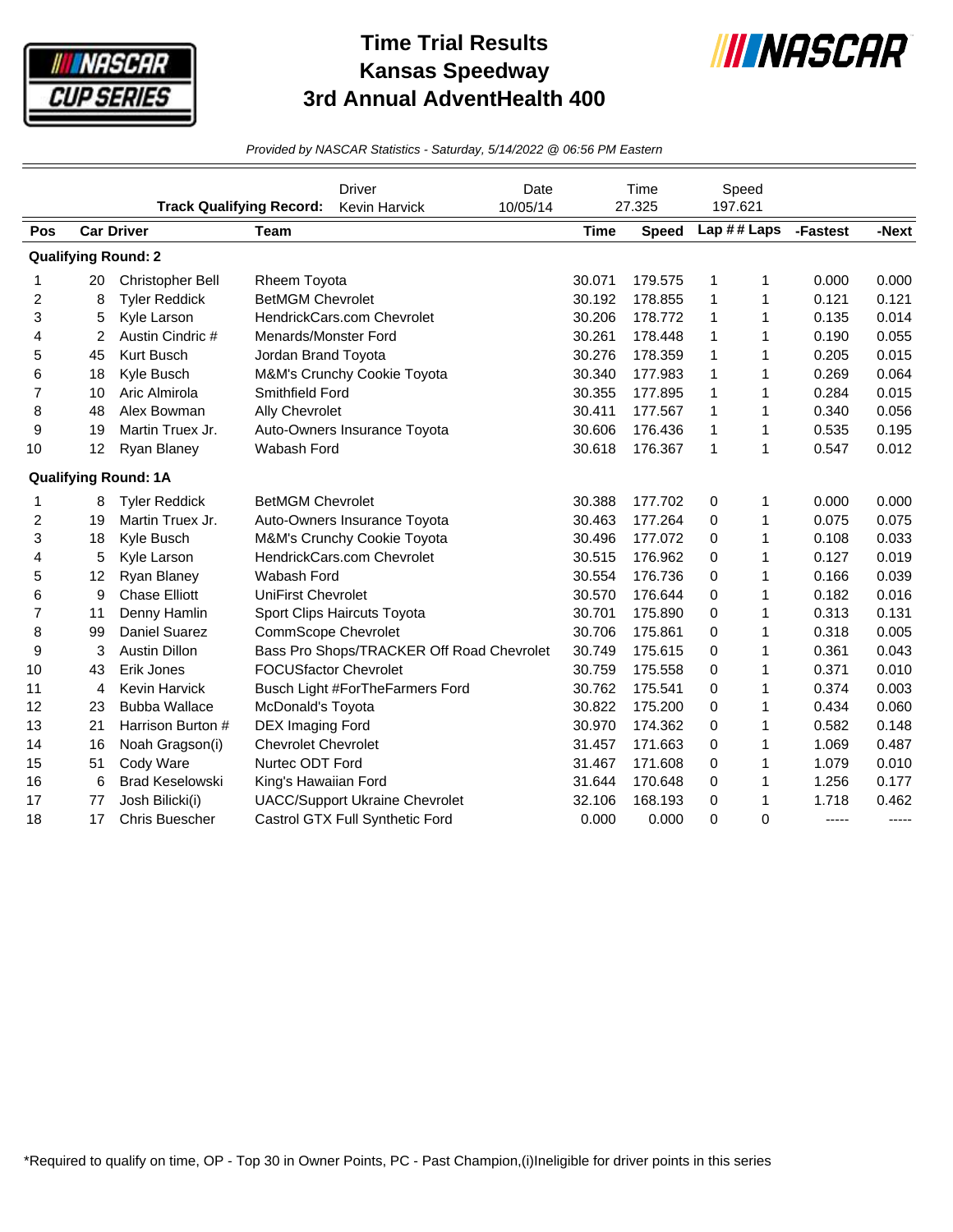# Time Trial Results
# Kansas Speedway
# 3rd Annual AdventHealth 400

*Provided by NASCAR Statistics - Saturday, 5/14/2022 @ 06:56 PM Eastern*

| | Driver | Date | Time | Speed |
|---|---|---|---|---|
| **Track Qualifying Record:** | Kevin Harvick | 10/05/14 | 27.325 | 197.621 |

| Pos | Car | Driver | Team | Time | Speed | Lap # | # Laps | -Fastest | -Next |
|---|---|---|---|---|---|---|---|---|---|
| **Qualifying Round: 2** | | | | | | | | | |
| 1 | 20 | Christopher Bell | Rheem Toyota | 30.071 | 179.575 | 1 | 1 | 0.000 | 0.000 |
| 2 | 8 | Tyler Reddick | BetMGM Chevrolet | 30.192 | 178.855 | 1 | 1 | 0.121 | 0.121 |
| 3 | 5 | Kyle Larson | HendrickCars.com Chevrolet | 30.206 | 178.772 | 1 | 1 | 0.135 | 0.014 |
| 4 | 2 | Austin Cindric # | Menards/Monster Ford | 30.261 | 178.448 | 1 | 1 | 0.190 | 0.055 |
| 5 | 45 | Kurt Busch | Jordan Brand Toyota | 30.276 | 178.359 | 1 | 1 | 0.205 | 0.015 |
| 6 | 18 | Kyle Busch | M&M's Crunchy Cookie Toyota | 30.340 | 177.983 | 1 | 1 | 0.269 | 0.064 |
| 7 | 10 | Aric Almirola | Smithfield Ford | 30.355 | 177.895 | 1 | 1 | 0.284 | 0.015 |
| 8 | 48 | Alex Bowman | Ally Chevrolet | 30.411 | 177.567 | 1 | 1 | 0.340 | 0.056 |
| 9 | 19 | Martin Truex Jr. | Auto-Owners Insurance Toyota | 30.606 | 176.436 | 1 | 1 | 0.535 | 0.195 |
| 10 | 12 | Ryan Blaney | Wabash Ford | 30.618 | 176.367 | 1 | 1 | 0.547 | 0.012 |
| **Qualifying Round: 1A** | | | | | | | | | |
| 1 | 8 | Tyler Reddick | BetMGM Chevrolet | 30.388 | 177.702 | 0 | 1 | 0.000 | 0.000 |
| 2 | 19 | Martin Truex Jr. | Auto-Owners Insurance Toyota | 30.463 | 177.264 | 0 | 1 | 0.075 | 0.075 |
| 3 | 18 | Kyle Busch | M&M's Crunchy Cookie Toyota | 30.496 | 177.072 | 0 | 1 | 0.108 | 0.033 |
| 4 | 5 | Kyle Larson | HendrickCars.com Chevrolet | 30.515 | 176.962 | 0 | 1 | 0.127 | 0.019 |
| 5 | 12 | Ryan Blaney | Wabash Ford | 30.554 | 176.736 | 0 | 1 | 0.166 | 0.039 |
| 6 | 9 | Chase Elliott | UniFirst Chevrolet | 30.570 | 176.644 | 0 | 1 | 0.182 | 0.016 |
| 7 | 11 | Denny Hamlin | Sport Clips Haircuts Toyota | 30.701 | 175.890 | 0 | 1 | 0.313 | 0.131 |
| 8 | 99 | Daniel Suarez | CommScope Chevrolet | 30.706 | 175.861 | 0 | 1 | 0.318 | 0.005 |
| 9 | 3 | Austin Dillon | Bass Pro Shops/TRACKER Off Road Chevrolet | 30.749 | 175.615 | 0 | 1 | 0.361 | 0.043 |
| 10 | 43 | Erik Jones | FOCUSfactor Chevrolet | 30.759 | 175.558 | 0 | 1 | 0.371 | 0.010 |
| 11 | 4 | Kevin Harvick | Busch Light #ForTheFarmers Ford | 30.762 | 175.541 | 0 | 1 | 0.374 | 0.003 |
| 12 | 23 | Bubba Wallace | McDonald's Toyota | 30.822 | 175.200 | 0 | 1 | 0.434 | 0.060 |
| 13 | 21 | Harrison Burton # | DEX Imaging Ford | 30.970 | 174.362 | 0 | 1 | 0.582 | 0.148 |
| 14 | 16 | Noah Gragson(i) | Chevrolet Chevrolet | 31.457 | 171.663 | 0 | 1 | 1.069 | 0.487 |
| 15 | 51 | Cody Ware | Nurtec ODT Ford | 31.467 | 171.608 | 0 | 1 | 1.079 | 0.010 |
| 16 | 6 | Brad Keselowski | King's Hawaiian Ford | 31.644 | 170.648 | 0 | 1 | 1.256 | 0.177 |
| 17 | 77 | Josh Bilicki(i) | UACC/Support Ukraine Chevrolet | 32.106 | 168.193 | 0 | 1 | 1.718 | 0.462 |
| 18 | 17 | Chris Buescher | Castrol GTX Full Synthetic Ford | 0.000 | 0.000 | 0 | 0 | ----- | ----- |

*Required to qualify on time, OP - Top 30 in Owner Points, PC - Past Champion,(i)Ineligible for driver points in this series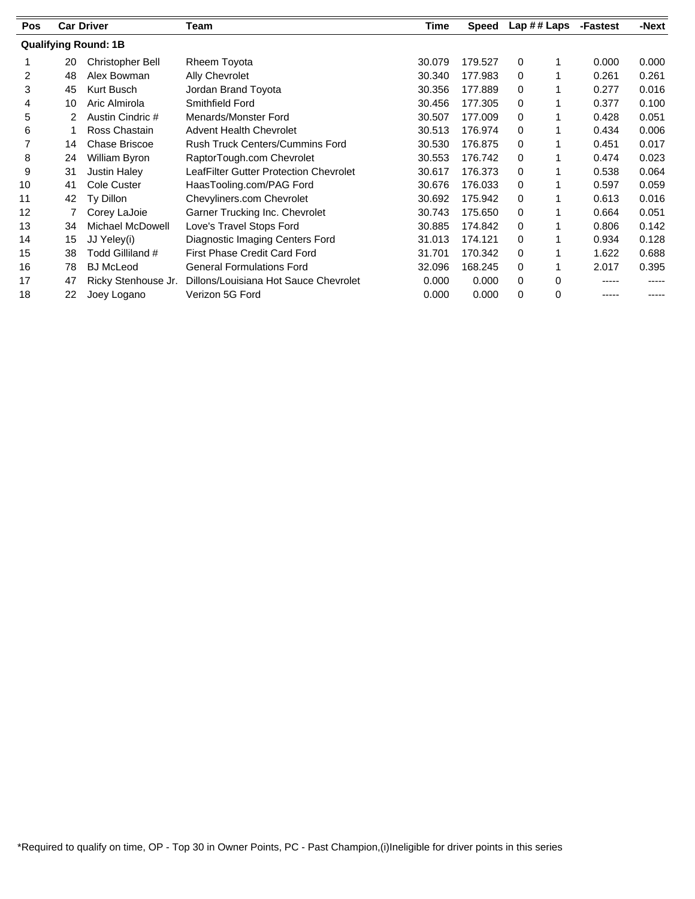| Pos | Car | Driver | Team | Time | Speed | Lap # | # Laps | -Fastest | -Next |
|---|---|---|---|---|---|---|---|---|---|
| **Qualifying Round: 1B** | | | | | | | | | |
| 1 | 20 | Christopher Bell | Rheem Toyota | 30.079 | 179.527 | 0 | 1 | 0.000 | 0.000 |
| 2 | 48 | Alex Bowman | Ally Chevrolet | 30.340 | 177.983 | 0 | 1 | 0.261 | 0.261 |
| 3 | 45 | Kurt Busch | Jordan Brand Toyota | 30.356 | 177.889 | 0 | 1 | 0.277 | 0.016 |
| 4 | 10 | Aric Almirola | Smithfield Ford | 30.456 | 177.305 | 0 | 1 | 0.377 | 0.100 |
| 5 | 2 | Austin Cindric # | Menards/Monster Ford | 30.507 | 177.009 | 0 | 1 | 0.428 | 0.051 |
| 6 | 1 | Ross Chastain | Advent Health Chevrolet | 30.513 | 176.974 | 0 | 1 | 0.434 | 0.006 |
| 7 | 14 | Chase Briscoe | Rush Truck Centers/Cummins Ford | 30.530 | 176.875 | 0 | 1 | 0.451 | 0.017 |
| 8 | 24 | William Byron | RaptorTough.com Chevrolet | 30.553 | 176.742 | 0 | 1 | 0.474 | 0.023 |
| 9 | 31 | Justin Haley | LeafFilter Gutter Protection Chevrolet | 30.617 | 176.373 | 0 | 1 | 0.538 | 0.064 |
| 10 | 41 | Cole Custer | HaasTooling.com/PAG Ford | 30.676 | 176.033 | 0 | 1 | 0.597 | 0.059 |
| 11 | 42 | Ty Dillon | Chevyliners.com Chevrolet | 30.692 | 175.942 | 0 | 1 | 0.613 | 0.016 |
| 12 | 7 | Corey LaJoie | Garner Trucking Inc. Chevrolet | 30.743 | 175.650 | 0 | 1 | 0.664 | 0.051 |
| 13 | 34 | Michael McDowell | Love's Travel Stops Ford | 30.885 | 174.842 | 0 | 1 | 0.806 | 0.142 |
| 14 | 15 | JJ Yeley(i) | Diagnostic Imaging Centers Ford | 31.013 | 174.121 | 0 | 1 | 0.934 | 0.128 |
| 15 | 38 | Todd Gilliland # | First Phase Credit Card Ford | 31.701 | 170.342 | 0 | 1 | 1.622 | 0.688 |
| 16 | 78 | BJ McLeod | General Formulations Ford | 32.096 | 168.245 | 0 | 1 | 2.017 | 0.395 |
| 17 | 47 | Ricky Stenhouse Jr. | Dillons/Louisiana Hot Sauce Chevrolet | 0.000 | 0.000 | 0 | 0 | ----- | ----- |
| 18 | 22 | Joey Logano | Verizon 5G Ford | 0.000 | 0.000 | 0 | 0 | ----- | ----- |

*Required to qualify on time, OP - Top 30 in Owner Points, PC - Past Champion,(i)Ineligible for driver points in this series